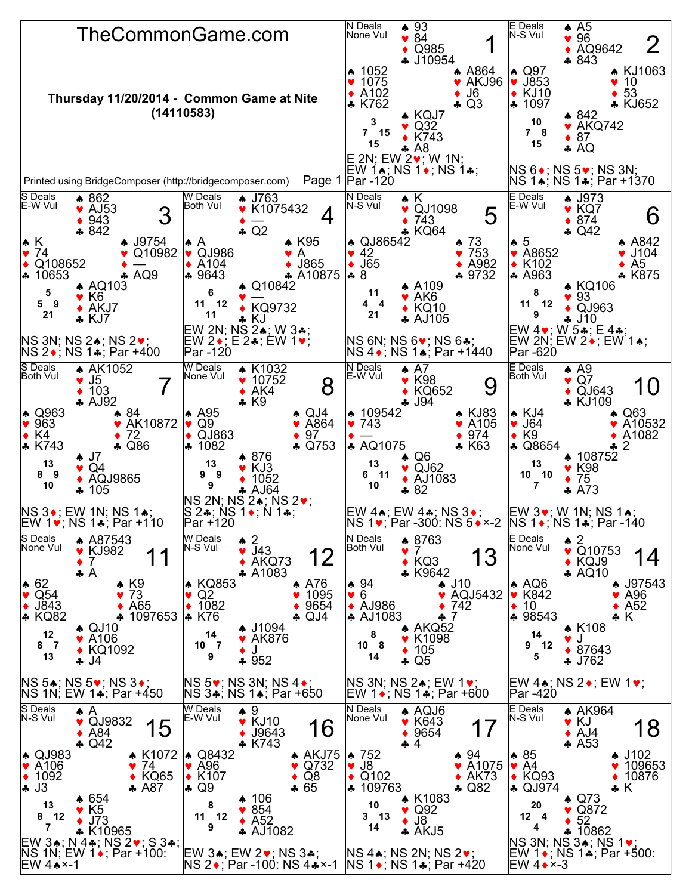# TheCommonGame.com

**Thursday 11/20/2014 - Common Game at Nite (14110583)**

Printed using BridgeComposer (http://bridgecomposer.com)

## Board 1
N Deals, None Vul

- North: ♠ 93 ♥ 84 ♦ Q985 ♣ J10954
- West: ♠ 1052 ♥ 1075 ♦ A102 ♣ K762
- East: ♠ A864 ♥ AKJ96 ♦ J6 ♣ Q3
- South: ♠ KQJ7 ♥ Q32 ♦ K743 ♣ A8

HCP: N 3, W 7, E 15, S 15

E 2N; EW 2♥; W 1N; EW 1♠; NS 1♦; NS 1♣; Par -120

## Board 2
E Deals, N-S Vul

- North: ♠ A5 ♥ 96 ♦ AQ9642 ♣ 843
- West: ♠ Q97 ♥ J853 ♦ KJ10 ♣ 1097
- East: ♠ KJ1063 ♥ 10 ♦ 53 ♣ KJ652
- South: ♠ 842 ♥ AKQ742 ♦ 87 ♣ AQ

HCP: N 10, W 7, E 8, S 15

NS 6♦; NS 5♥; NS 3N; NS 1♠; NS 1♣; Par +1370

## Board 3
S Deals, E-W Vul

- North: ♠ 862 ♥ AJ53 ♦ 943 ♣ 842
- West: ♠ K ♥ 74 ♦ Q108652 ♣ 10653
- East: ♠ J9754 ♥ Q10982 ♦ — ♣ AQ9
- South: ♠ AQ103 ♥ K6 ♦ AKJ7 ♣ KJ7

HCP: N 5, W 5, E 9, S 21

NS 3N; NS 2♠; NS 2♥; NS 2♦; NS 1♣; Par +400

## Board 4
W Deals, Both Vul

- North: ♠ J763 ♥ K1075432 ♦ — ♣ Q2
- West: ♠ A ♥ QJ986 ♦ A104 ♣ 9643
- East: ♠ K95 ♥ A ♦ J865 ♣ A10875
- South: ♠ Q10842 ♥ — ♦ KQ9732 ♣ KJ

HCP: N 6, W 11, E 12, S 11

EW 2N; NS 2♠; W 3♣; EW 2♦; E 2♣; EW 1♥; Par -120

## Board 5
N Deals, N-S Vul

- North: ♠ K ♥ QJ1098 ♦ 743 ♣ KQ64
- West: ♠ QJ86542 ♥ 42 ♦ J65 ♣ 8
- East: ♠ 73 ♥ 753 ♦ A982 ♣ 9732
- South: ♠ A109 ♥ AK6 ♦ KQ10 ♣ AJ105

HCP: N 11, W 4, E 4, S 21

NS 6N; NS 6♥; NS 6♣; NS 4♦; NS 1♠; Par +1440

## Board 6
E Deals, E-W Vul

- North: ♠ J973 ♥ KQ7 ♦ 874 ♣ Q42
- West: ♠ 5 ♥ A8652 ♦ K102 ♣ A963
- East: ♠ A842 ♥ J104 ♦ A5 ♣ K875
- South: ♠ KQ106 ♥ 93 ♦ QJ963 ♣ J10

HCP: N 8, W 11, E 12, S 9

EW 4♥; W 5♣; E 4♣; EW 2N; EW 2♦; EW 1♠; Par -620

## Board 7
S Deals, Both Vul

- North: ♠ AK1052 ♥ J5 ♦ 103 ♣ AJ92
- West: ♠ Q963 ♥ 963 ♦ K4 ♣ K743
- East: ♠ 84 ♥ AK10872 ♦ 72 ♣ Q86
- South: ♠ J7 ♥ Q4 ♦ AQJ9865 ♣ 105

HCP: N 13, W 8, E 9, S 10

NS 3♦; EW 1N; NS 1♠; EW 1♥; NS 1♣; Par +110

## Board 8
W Deals, None Vul

- North: ♠ K1032 ♥ 10752 ♦ AK4 ♣ K9
- West: ♠ A95 ♥ Q9 ♦ QJ863 ♣ 1082
- East: ♠ QJ4 ♥ A864 ♦ 97 ♣ Q753
- South: ♠ 876 ♥ KJ3 ♦ 1052 ♣ AJ64

HCP: N 13, W 9, E 9, S 9

NS 2N; NS 2♠; NS 2♥; S 2♣; NS 1♦; N 1♣; Par +120

## Board 9
N Deals, E-W Vul

- North: ♠ A7 ♥ K98 ♦ KQ652 ♣ J94
- West: ♠ 109542 ♥ 743 ♦ — ♣ AQ1075
- East: ♠ KJ83 ♥ A105 ♦ 974 ♣ K63
- South: ♠ Q6 ♥ QJ62 ♦ AJ1083 ♣ 82

HCP: N 13, W 6, E 11, S 10

EW 4♠; EW 4♣; NS 3♦; NS 1♥; Par -300: NS 5♦×-2

## Board 10
E Deals, Both Vul

- North: ♠ A9 ♥ Q7 ♦ QJ643 ♣ KJ109
- West: ♠ KJ4 ♥ J64 ♦ K9 ♣ Q8654
- East: ♠ Q63 ♥ A10532 ♦ A1082 ♣ 2
- South: ♠ 108752 ♥ K98 ♦ 75 ♣ A73

HCP: N 13, W 10, E 10, S 7

EW 3♥; W 1N; NS 1♠; NS 1♦; NS 1♣; Par -140

## Board 11
S Deals, None Vul

- North: ♠ A87543 ♥ KJ982 ♦ 7 ♣ A
- West: ♠ 62 ♥ Q54 ♦ J843 ♣ KQ82
- East: ♠ K9 ♥ 73 ♦ A65 ♣ 1097653
- South: ♠ QJ10 ♥ A106 ♦ KQ1092 ♣ J4

HCP: N 12, W 8, E 7, S 13

NS 5♠; NS 5♥; NS 3♦; NS 1N; EW 1♣; Par +450

## Board 12
W Deals, N-S Vul

- North: ♠ 2 ♥ J43 ♦ AKQ73 ♣ A1083
- West: ♠ KQ853 ♥ Q2 ♦ 1082 ♣ K76
- East: ♠ A76 ♥ 1095 ♦ 9654 ♣ QJ4
- South: ♠ J1094 ♥ AK876 ♦ J ♣ 952

HCP: N 14, W 10, E 7, S 9

NS 5♥; NS 3N; NS 4♦; NS 3♣; NS 1♠; Par +650

## Board 13
N Deals, Both Vul

- North: ♠ 8763 ♥ 7 ♦ KQ3 ♣ K9642
- West: ♠ 94 ♥ 6 ♦ AJ986 ♣ AJ1083
- East: ♠ J10 ♥ AQJ5432 ♦ 742 ♣ 7
- South: ♠ AKQ52 ♥ K1098 ♦ 105 ♣ Q5

HCP: N 8, W 10, E 8, S 14

NS 3N; NS 2♠; EW 1♥; EW 1♦; NS 1♣; Par +600

## Board 14
E Deals, None Vul

- North: ♠ 2 ♥ Q10753 ♦ KQJ9 ♣ AQ10
- West: ♠ AQ6 ♥ K842 ♦ 10 ♣ 98543
- East: ♠ J97543 ♥ A96 ♦ A52 ♣ K
- South: ♠ K108 ♥ J ♦ 87643 ♣ J762

HCP: N 14, W 9, E 12, S 5

EW 4♠; NS 2♦; EW 1♥; Par -420

## Board 15
S Deals, N-S Vul

- North: ♠ A ♥ QJ9832 ♦ A84 ♣ Q42
- West: ♠ QJ983 ♥ A106 ♦ 1092 ♣ J3
- East: ♠ K1072 ♥ 74 ♦ KQ65 ♣ A87
- South: ♠ 654 ♥ K5 ♦ J73 ♣ K10965

HCP: N 13, W 8, E 12, S 7

EW 3♠; N 4♣; NS 2♥; S 3♣; NS 1N; EW 1♦; Par +100: EW 4♠×-1

## Board 16
W Deals, E-W Vul

- North: ♠ 9 ♥ KJ10 ♦ J9643 ♣ K743
- West: ♠ Q8432 ♥ A96 ♦ K107 ♣ Q9
- East: ♠ AKJ75 ♥ Q732 ♦ Q8 ♣ 65
- South: ♠ 106 ♥ 854 ♦ A52 ♣ AJ1082

HCP: N 8, W 11, E 12, S 9

EW 3♠; EW 2♥; NS 3♣; NS 2♦; Par -100: NS 4♣×-1

## Board 17
N Deals, None Vul

- North: ♠ AQJ6 ♥ K643 ♦ 9654 ♣ 4
- West: ♠ 752 ♥ J8 ♦ Q102 ♣ 109763
- East: ♠ 94 ♥ A1075 ♦ AK73 ♣ Q82
- South: ♠ K1083 ♥ Q92 ♦ J8 ♣ AKJ5

HCP: N 10, W 3, E 13, S 14

NS 4♠; NS 2N; NS 2♥; NS 1♦; NS 1♣; Par +420

## Board 18
E Deals, N-S Vul

- North: ♠ AK964 ♥ KJ ♦ AJ4 ♣ A53
- West: ♠ 85 ♥ A4 ♦ KQ93 ♣ QJ974
- East: ♠ J102 ♥ 109653 ♦ 10876 ♣ K
- South: ♠ Q73 ♥ Q872 ♦ 52 ♣ 10862

HCP: N 20, W 12, E 4, S 4

NS 3N; NS 3♠; NS 1♥; EW 1♦; NS 1♣; Par +500: EW 4♦×-3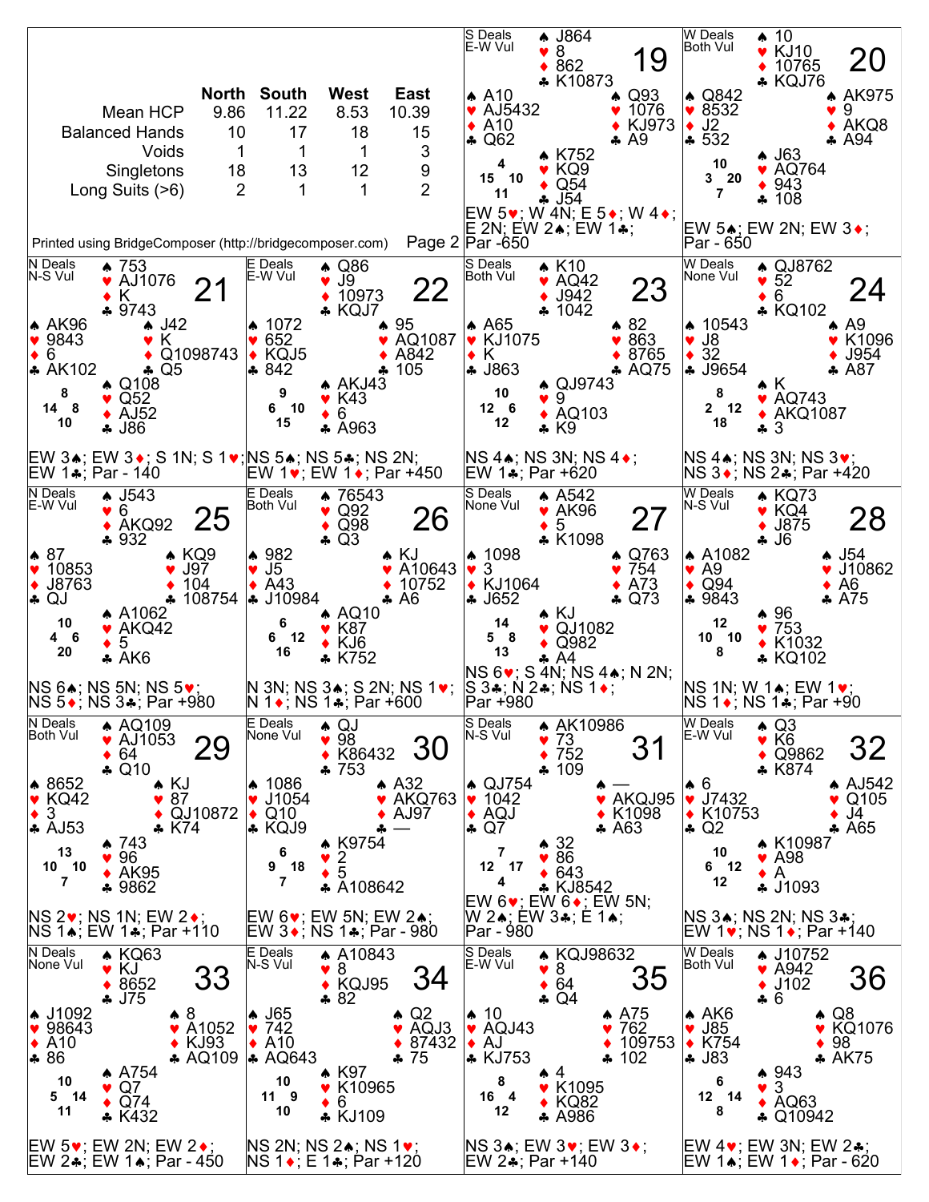| | North | South | West | East |
|---|---|---|---|---|
| Mean HCP | 9.86 | 11.22 | 8.53 | 10.39 |
| Balanced Hands | 10 | 17 | 18 | 15 |
| Voids | 1 | 1 | 1 | 3 |
| Singletons | 18 | 13 | 12 | 9 |
| Long Suits (>6) | 2 | 1 | 1 | 2 |

Printed using BridgeComposer (http://bridgecomposer.com)

## Board 19

S Deals, E-W Vul

North: ♠ J864 ♥ 8 ♦ 862 ♣ K10873

West: ♠ A10 ♥ AJ5432 ♦ A10 ♣ Q62

East: ♠ Q93 ♥ 1076 ♦ KJ973 ♣ A9

South: ♠ K752 ♥ KQ9 ♦ Q54 ♣ J54

HCP: N 4, W 15, E 10, S 11

EW 5♥; W 4N; E 5♦; W 4♦; E 2N; EW 2♠; EW 1♣; Par -650

## Board 20

W Deals, Both Vul

North: ♠ 10 ♥ KJ10 ♦ 10765 ♣ KQJ76

West: ♠ Q842 ♥ 8532 ♦ J2 ♣ 532

East: ♠ AK975 ♥ 9 ♦ AKQ8 ♣ A94

South: ♠ J63 ♥ AQ764 ♦ 943 ♣ 108

HCP: N 10, W 3, E 20, S 7

EW 5♠; EW 2N; EW 3♦; Par - 650

## Board 21

N Deals, N-S Vul

North: ♠ 753 ♥ AJ1076 ♦ K ♣ 9743

West: ♠ AK96 ♥ 9843 ♦ 6 ♣ AK102

East: ♠ J42 ♥ K ♦ Q1098743 ♣ Q5

South: ♠ Q108 ♥ Q52 ♦ AJ52 ♣ J86

HCP: N 8, W 14, E 8, S 10

EW 3♠; EW 3♦; S 1N; S 1♥; EW 1♣; Par - 140

## Board 22

E Deals, E-W Vul

North: ♠ Q86 ♥ J9 ♦ 10973 ♣ KQJ7

West: ♠ 1072 ♥ 652 ♦ KQJ5 ♣ 842

East: ♠ 95 ♥ AQ1087 ♦ A842 ♣ 105

South: ♠ AKJ43 ♥ K43 ♦ 6 ♣ A963

HCP: N 9, W 6, E 10, S 15

NS 5♠; NS 5♣; NS 2N; EW 1♥; EW 1♦; Par +450

## Board 23

S Deals, Both Vul

North: ♠ K10 ♥ AQ42 ♦ J942 ♣ 1042

West: ♠ A65 ♥ KJ1075 ♦ K ♣ J863

East: ♠ 82 ♥ 863 ♦ 8765 ♣ AQ75

South: ♠ QJ9743 ♥ 9 ♦ AQ103 ♣ K9

HCP: N 10, W 12, E 6, S 12

NS 4♠; NS 3N; NS 4♦; EW 1♣; Par +620

## Board 24

W Deals, None Vul

North: ♠ QJ8762 ♥ 52 ♦ 6 ♣ KQ102

West: ♠ 10543 ♥ J8 ♦ 32 ♣ J9654

East: ♠ A9 ♥ K1096 ♦ J954 ♣ A87

South: ♠ K ♥ AQ743 ♦ AKQ1087 ♣ 3

HCP: N 8, W 2, E 12, S 18

NS 4♠; NS 3N; NS 3♥; NS 3♦; NS 2♣; Par +420

## Board 25

N Deals, E-W Vul

North: ♠ J543 ♥ 6 ♦ AKQ92 ♣ 932

West: ♠ 87 ♥ 10853 ♦ J8763 ♣ QJ

East: ♠ KQ9 ♥ J97 ♦ 104 ♣ 108754

South: ♠ A1062 ♥ AKQ42 ♦ 5 ♣ AK6

HCP: N 10, W 4, E 6, S 20

NS 6♠; NS 5N; NS 5♥; NS 5♦; NS 3♣; Par +980

## Board 26

E Deals, Both Vul

North: ♠ 76543 ♥ Q92 ♦ Q98 ♣ Q3

West: ♠ 982 ♥ J5 ♦ A43 ♣ J10984

East: ♠ KJ ♥ A10643 ♦ 10752 ♣ A6

South: ♠ AQ10 ♥ K87 ♦ KJ6 ♣ K752

HCP: N 6, W 6, E 12, S 16

N 3N; NS 3♠; S 2N; NS 1♥; N 1♦; NS 1♣; Par +600

## Board 27

S Deals, None Vul

North: ♠ A542 ♥ AK96 ♦ 5 ♣ K1098

West: ♠ 1098 ♥ 3 ♦ KJ1064 ♣ J652

East: ♠ Q763 ♥ 754 ♦ A73 ♣ Q73

South: ♠ KJ ♥ QJ1082 ♦ Q982 ♣ A4

HCP: N 14, W 5, E 8, S 13

NS 6♥; S 4N; NS 4♠; N 2N; S 3♣; N 2♣; NS 1♦; Par +980

## Board 28

W Deals, N-S Vul

North: ♠ KQ73 ♥ KQ4 ♦ J875 ♣ J6

West: ♠ A1082 ♥ A9 ♦ Q94 ♣ 9843

East: ♠ J54 ♥ J10862 ♦ A6 ♣ A75

South: ♠ 96 ♥ 753 ♦ K1032 ♣ KQ102

HCP: N 12, W 10, E 10, S 8

NS 1N; W 1♠; EW 1♥; NS 1♦; NS 1♣; Par +90

## Board 29

N Deals, Both Vul

North: ♠ AQ109 ♥ AJ1053 ♦ 64 ♣ Q10

West: ♠ 8652 ♥ KQ42 ♦ 3 ♣ AJ53

East: ♠ KJ ♥ 87 ♦ QJ10872 ♣ K74

South: ♠ 743 ♥ 96 ♦ AK95 ♣ 9862

HCP: N 13, W 10, E 10, S 7

NS 2♥; NS 1N; EW 2♦; NS 1♠; EW 1♣; Par +110

## Board 30

E Deals, None Vul

North: ♠ QJ ♥ 98 ♦ K86432 ♣ 753

West: ♠ 1086 ♥ J1054 ♦ Q10 ♣ KQJ9

East: ♠ A32 ♥ AKQ763 ♦ AJ97 ♣ —

South: ♠ K9754 ♥ 2 ♦ 5 ♣ A108642

HCP: N 6, W 9, E 18, S 7

EW 6♥; EW 5N; EW 2♠; EW 3♦; NS 1♣; Par - 980

## Board 31

S Deals, N-S Vul

North: ♠ AK10986 ♥ 73 ♦ 752 ♣ 109

West: ♠ QJ754 ♥ 1042 ♦ AQJ ♣ Q7

East: ♠ — ♥ AKQJ95 ♦ K1098 ♣ A63

South: ♠ 32 ♥ 86 ♦ 643 ♣ KJ8542

HCP: N 7, W 12, E 17, S 4

EW 6♥; EW 6♦; EW 5N; W 2♠; EW 3♣; E 1♠; Par - 980

## Board 32

W Deals, E-W Vul

North: ♠ Q3 ♥ K6 ♦ Q9862 ♣ K874

West: ♠ 6 ♥ J7432 ♦ K10753 ♣ Q2

East: ♠ AJ542 ♥ Q105 ♦ J4 ♣ A65

South: ♠ K10987 ♥ A98 ♦ A ♣ J1093

HCP: N 10, W 6, E 12, S 12

NS 3♠; NS 2N; NS 3♣; EW 1♥; NS 1♦; Par +140

## Board 33

N Deals, None Vul

North: ♠ KQ63 ♥ KJ ♦ 8652 ♣ J75

West: ♠ J1092 ♥ 98643 ♦ A10 ♣ 86

East: ♠ 8 ♥ A1052 ♦ KJ93 ♣ AQ109

South: ♠ A754 ♥ Q7 ♦ Q74 ♣ K432

HCP: N 10, W 5, E 14, S 11

EW 5♥; EW 2N; EW 2♦; EW 2♣; EW 1♠; Par - 450

## Board 34

E Deals, N-S Vul

North: ♠ A10843 ♥ 8 ♦ KQJ95 ♣ 82

West: ♠ J65 ♥ 742 ♦ A10 ♣ AQ643

East: ♠ Q2 ♥ AQJ3 ♦ 87432 ♣ 75

South: ♠ K97 ♥ K10965 ♦ 6 ♣ KJ109

HCP: N 10, W 11, E 9, S 10

NS 2N; NS 2♠; NS 1♥; NS 1♦; E 1♣; Par +120

## Board 35

S Deals, E-W Vul

North: ♠ KQJ98632 ♥ 8 ♦ 64 ♣ Q4

West: ♠ 10 ♥ AQJ43 ♦ AJ ♣ KJ753

East: ♠ A75 ♥ 762 ♦ 109753 ♣ 102

South: ♠ 4 ♥ K1095 ♦ KQ82 ♣ A986

HCP: N 8, W 16, E 4, S 12

NS 3♠; EW 3♥; EW 3♦; EW 2♣; Par +140

## Board 36

W Deals, Both Vul

North: ♠ J10752 ♥ A942 ♦ J102 ♣ 6

West: ♠ AK6 ♥ J85 ♦ K754 ♣ J83

East: ♠ Q8 ♥ KQ1076 ♦ 98 ♣ AK75

South: ♠ 943 ♥ 3 ♦ AQ63 ♣ Q10942

HCP: N 6, W 12, E 14, S 8

EW 4♥; EW 3N; EW 2♣; EW 1♠; EW 1♦; Par - 620